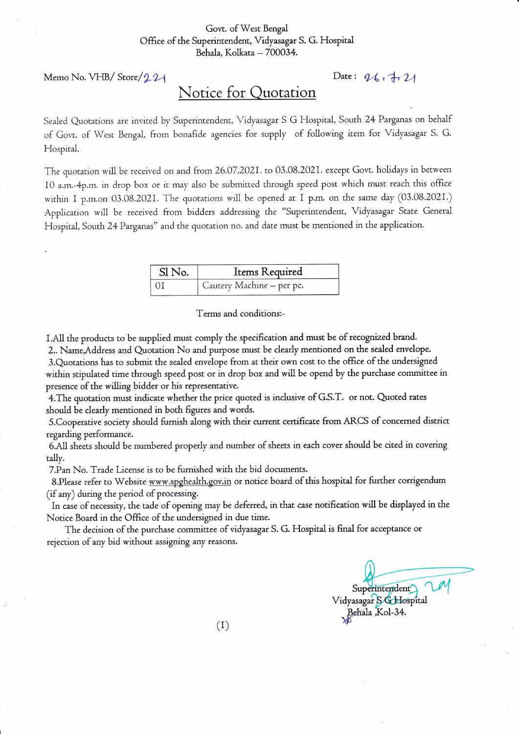Govt. of West Bengal
Office of the Superintendent, Vidyasagar S. G. Hospital
Behala, Kolkata – 700034.

Memo No. VHB/ Store/221

Date : 26.7.21

# Notice for Quotation

Sealed Quotations are invited by Superintendent, Vidyasagar S G Hospital, South 24 Parganas on behalf of Govt. of West Bengal, from bonafide agencies for supply of following item for Vidyasagar S. G. Hospital.

The quotation will be received on and from 26.07.2021. to 03.08.2021. except Govt. holidays in between 10 a.m.-4p.m. in drop box or it may also be submitted through speed post which must reach this office within 1 p.m.on 03.08.2021. The quotations will be opened at 1 p.m. on the same day (03.08.2021.) Application will be received from bidders addressing the "Superintendent, Vidyasagar State General Hospital, South 24 Parganas" and the quotation no. and date must be mentioned in the application.

| Sl No. | Items Required |
|---|---|
| 01 | Cautery Machine – per pc. |

Terms and conditions:-

1.All the products to be supplied must comply the specification and must be of recognized brand.

2.. Name,Address and Quotation No and purpose must be clearly mentioned on the sealed envelope.

3.Quotations has to submit the sealed envelope from at their own cost to the office of the undersigned within stipulated time through speed post or in drop box and will be opend by the purchase committee in presence of the willing bidder or his representative.

4.The quotation must indicate whether the price quoted is inclusive of G.S.T. or not. Quoted rates should be clearly mentioned in both figures and words.

5.Cooperative society should furnish along with their current certificate from ARCS of concerned district regarding performance.

6.All sheets should be numbered properly and number of sheets in each cover should be cited in covering tally.

7.Pan No. Trade License is to be furnished with the bid documents.

8.Please refer to Website www.spghealth.gov.in or notice board of this hospital for further corrigendum (if any) during the period of processing.

In case of necessity, the tade of opening may be deferred, in that case notification will be displayed in the Notice Board in the Office of the undersigned in due time.

The decision of the purchase committee of vidyasagar S. G. Hospital is final for acceptance or rejection of any bid without assigning any reasons.

Superintendent
Vidyasagar S G Hospital
Behala ,Kol-34.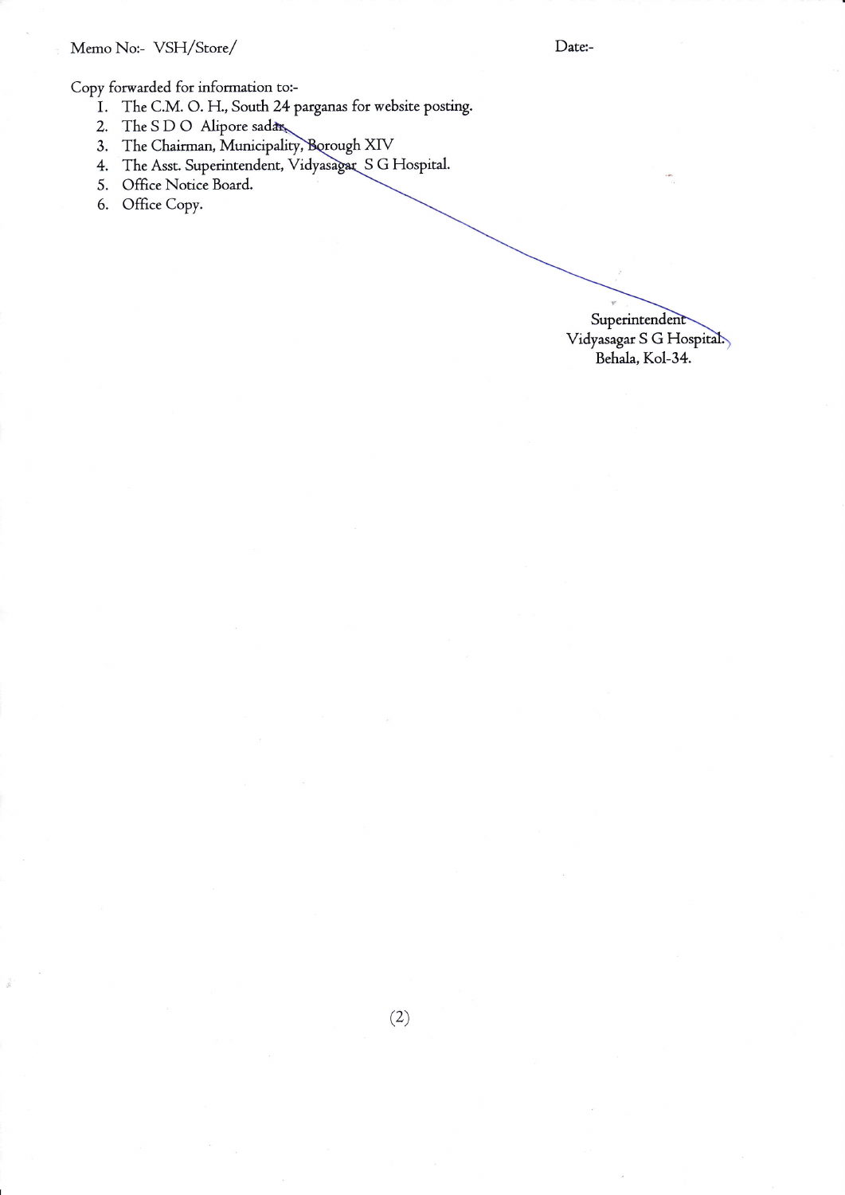Memo No:- VSH/Store/ Date:-

Copy forwarded for information to:-

1. The C.M. O. H., South 24 parganas for website posting.
2. The S D O Alipore sadar,
3. The Chairman, Municipality, Borough XIV
4. The Asst. Superintendent, Vidyasagar S G Hospital.
5. Office Notice Board.
6. Office Copy.

Superintendent
Vidyasagar S G Hospital.
Behala, Kol-34.